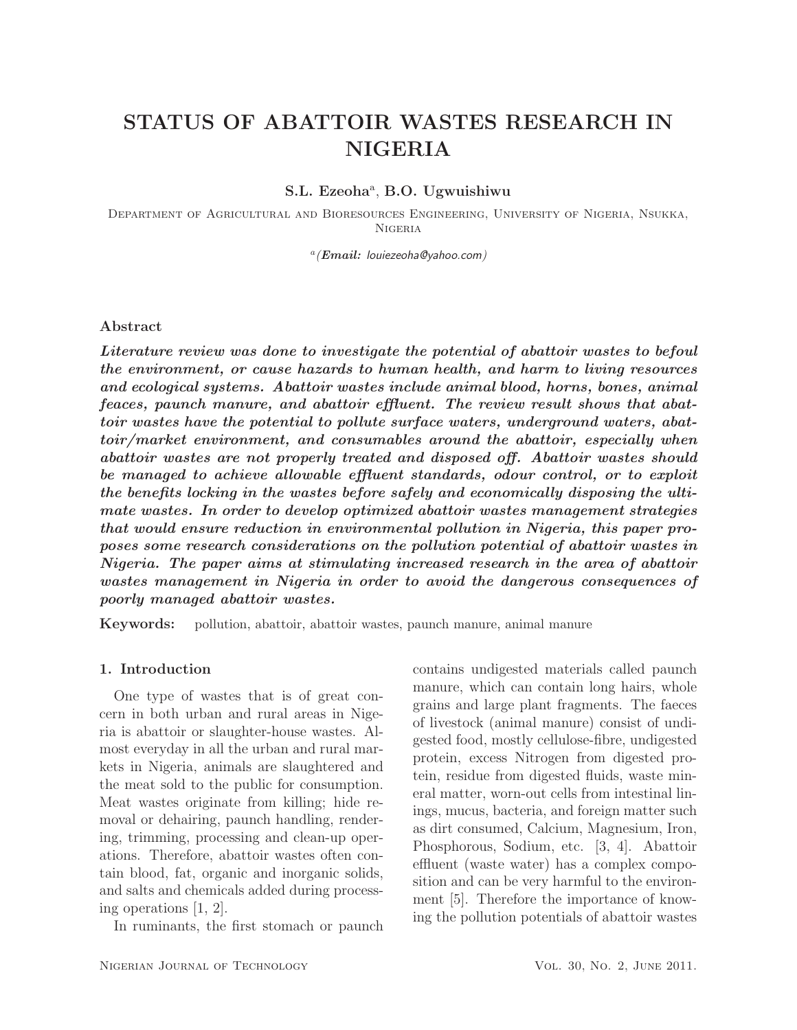# STATUS OF ABATTOIR WASTES RESEARCH IN NIGERIA

**S.L. Ezeoha**[a], **B.O. Ugwuishiwu**

Department of Agricultural and Bioresources Engineering, University of Nigeria, Nsukka, Nigeria

[a](***Email:*** louiezeoha@yahoo.com)

### Abstract

***Literature review was done to investigate the potential of abattoir wastes to befoul the environment, or cause hazards to human health, and harm to living resources and ecological systems. Abattoir wastes include animal blood, horns, bones, animal feaces, paunch manure, and abattoir effluent. The review result shows that abattoir wastes have the potential to pollute surface waters, underground waters, abattoir/market environment, and consumables around the abattoir, especially when abattoir wastes are not properly treated and disposed off. Abattoir wastes should be managed to achieve allowable effluent standards, odour control, or to exploit the benefits locking in the wastes before safely and economically disposing the ultimate wastes. In order to develop optimized abattoir wastes management strategies that would ensure reduction in environmental pollution in Nigeria, this paper proposes some research considerations on the pollution potential of abattoir wastes in Nigeria. The paper aims at stimulating increased research in the area of abattoir wastes management in Nigeria in order to avoid the dangerous consequences of poorly managed abattoir wastes.***

**Keywords:** pollution, abattoir, abattoir wastes, paunch manure, animal manure

### 1. Introduction

One type of wastes that is of great concern in both urban and rural areas in Nigeria is abattoir or slaughter-house wastes. Almost everyday in all the urban and rural markets in Nigeria, animals are slaughtered and the meat sold to the public for consumption. Meat wastes originate from killing; hide removal or dehairing, paunch handling, rendering, trimming, processing and clean-up operations. Therefore, abattoir wastes often contain blood, fat, organic and inorganic solids, and salts and chemicals added during processing operations [1, 2].

In ruminants, the first stomach or paunch contains undigested materials called paunch manure, which can contain long hairs, whole grains and large plant fragments. The faeces of livestock (animal manure) consist of undigested food, mostly cellulose-fibre, undigested protein, excess Nitrogen from digested protein, residue from digested fluids, waste mineral matter, worn-out cells from intestinal linings, mucus, bacteria, and foreign matter such as dirt consumed, Calcium, Magnesium, Iron, Phosphorous, Sodium, etc. [3, 4]. Abattoir effluent (waste water) has a complex composition and can be very harmful to the environment [5]. Therefore the importance of knowing the pollution potentials of abattoir wastes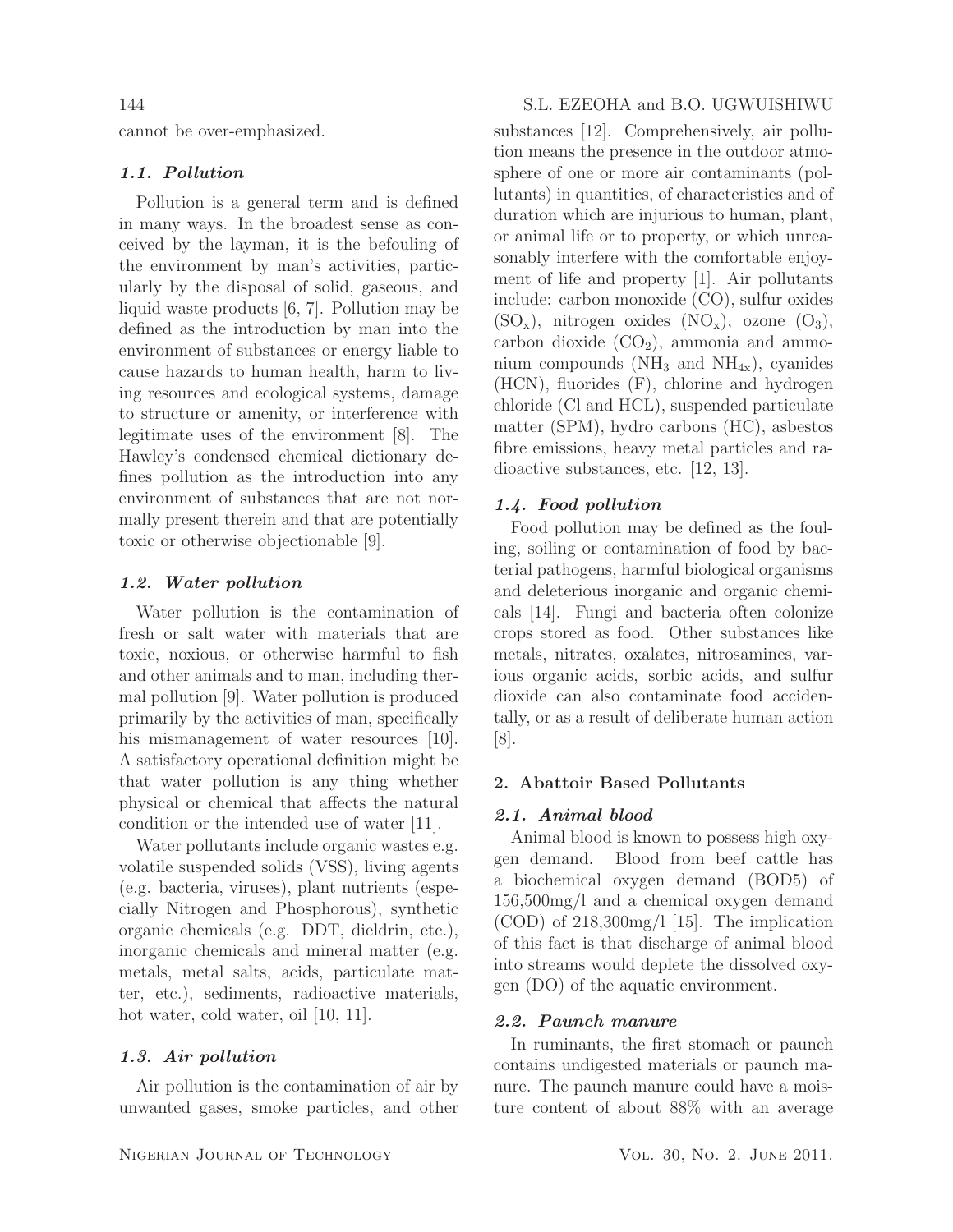cannot be over-emphasized.

### *1.1. Pollution*

Pollution is a general term and is defined in many ways. In the broadest sense as conceived by the layman, it is the befouling of the environment by man's activities, particularly by the disposal of solid, gaseous, and liquid waste products [6, 7]. Pollution may be defined as the introduction by man into the environment of substances or energy liable to cause hazards to human health, harm to living resources and ecological systems, damage to structure or amenity, or interference with legitimate uses of the environment [8]. The Hawley's condensed chemical dictionary defines pollution as the introduction into any environment of substances that are not normally present therein and that are potentially toxic or otherwise objectionable [9].

### *1.2. Water pollution*

Water pollution is the contamination of fresh or salt water with materials that are toxic, noxious, or otherwise harmful to fish and other animals and to man, including thermal pollution [9]. Water pollution is produced primarily by the activities of man, specifically his mismanagement of water resources [10]. A satisfactory operational definition might be that water pollution is any thing whether physical or chemical that affects the natural condition or the intended use of water [11].

Water pollutants include organic wastes e.g. volatile suspended solids (VSS), living agents (e.g. bacteria, viruses), plant nutrients (especially Nitrogen and Phosphorous), synthetic organic chemicals (e.g. DDT, dieldrin, etc.), inorganic chemicals and mineral matter (e.g. metals, metal salts, acids, particulate matter, etc.), sediments, radioactive materials, hot water, cold water, oil [10, 11].

### *1.3. Air pollution*

Air pollution is the contamination of air by unwanted gases, smoke particles, and other substances [12]. Comprehensively, air pollution means the presence in the outdoor atmosphere of one or more air contaminants (pollutants) in quantities, of characteristics and of duration which are injurious to human, plant, or animal life or to property, or which unreasonably interfere with the comfortable enjoyment of life and property [1]. Air pollutants include: carbon monoxide (CO), sulfur oxides ($SO_x$), nitrogen oxides ($NO_x$), ozone ($O_3$), carbon dioxide ($CO_2$), ammonia and ammonium compounds ($NH_3$ and $NH_{4x}$), cyanides (HCN), fluorides (F), chlorine and hydrogen chloride (Cl and HCL), suspended particulate matter (SPM), hydro carbons (HC), asbestos fibre emissions, heavy metal particles and radioactive substances, etc. [12, 13].

### *1.4. Food pollution*

Food pollution may be defined as the fouling, soiling or contamination of food by bacterial pathogens, harmful biological organisms and deleterious inorganic and organic chemicals [14]. Fungi and bacteria often colonize crops stored as food. Other substances like metals, nitrates, oxalates, nitrosamines, various organic acids, sorbic acids, and sulfur dioxide can also contaminate food accidentally, or as a result of deliberate human action [8].

## 2. Abattoir Based Pollutants

### *2.1. Animal blood*

Animal blood is known to possess high oxygen demand. Blood from beef cattle has a biochemical oxygen demand (BOD5) of 156,500mg/l and a chemical oxygen demand (COD) of 218,300mg/l [15]. The implication of this fact is that discharge of animal blood into streams would deplete the dissolved oxygen (DO) of the aquatic environment.

### *2.2. Paunch manure*

In ruminants, the first stomach or paunch contains undigested materials or paunch manure. The paunch manure could have a moisture content of about 88% with an average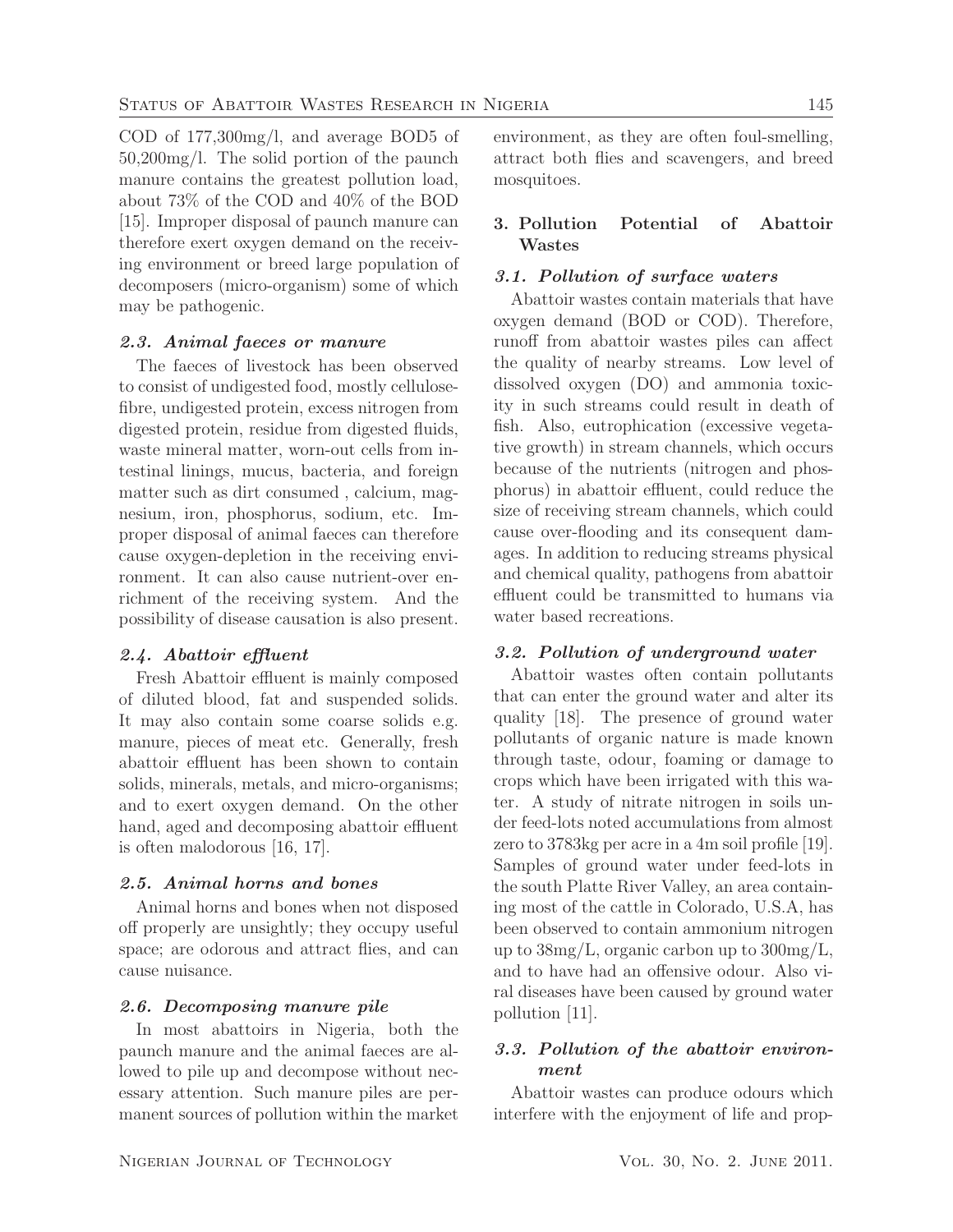COD of 177,300mg/l, and average BOD5 of 50,200mg/l. The solid portion of the paunch manure contains the greatest pollution load, about 73% of the COD and 40% of the BOD [15]. Improper disposal of paunch manure can therefore exert oxygen demand on the receiving environment or breed large population of decomposers (micro-organism) some of which may be pathogenic.

### 2.3. Animal faeces or manure

The faeces of livestock has been observed to consist of undigested food, mostly cellulose-fibre, undigested protein, excess nitrogen from digested protein, residue from digested fluids, waste mineral matter, worn-out cells from intestinal linings, mucus, bacteria, and foreign matter such as dirt consumed , calcium, magnesium, iron, phosphorus, sodium, etc. Improper disposal of animal faeces can therefore cause oxygen-depletion in the receiving environment. It can also cause nutrient-over enrichment of the receiving system. And the possibility of disease causation is also present.

### 2.4. Abattoir effluent

Fresh Abattoir effluent is mainly composed of diluted blood, fat and suspended solids. It may also contain some coarse solids e.g. manure, pieces of meat etc. Generally, fresh abattoir effluent has been shown to contain solids, minerals, metals, and micro-organisms; and to exert oxygen demand. On the other hand, aged and decomposing abattoir effluent is often malodorous [16, 17].

### 2.5. Animal horns and bones

Animal horns and bones when not disposed off properly are unsightly; they occupy useful space; are odorous and attract flies, and can cause nuisance.

### 2.6. Decomposing manure pile

In most abattoirs in Nigeria, both the paunch manure and the animal faeces are allowed to pile up and decompose without necessary attention. Such manure piles are permanent sources of pollution within the market environment, as they are often foul-smelling, attract both flies and scavengers, and breed mosquitoes.

## 3. Pollution Potential of Abattoir Wastes

### 3.1. Pollution of surface waters

Abattoir wastes contain materials that have oxygen demand (BOD or COD). Therefore, runoff from abattoir wastes piles can affect the quality of nearby streams. Low level of dissolved oxygen (DO) and ammonia toxicity in such streams could result in death of fish. Also, eutrophication (excessive vegetative growth) in stream channels, which occurs because of the nutrients (nitrogen and phosphorus) in abattoir effluent, could reduce the size of receiving stream channels, which could cause over-flooding and its consequent damages. In addition to reducing streams physical and chemical quality, pathogens from abattoir effluent could be transmitted to humans via water based recreations.

### 3.2. Pollution of underground water

Abattoir wastes often contain pollutants that can enter the ground water and alter its quality [18]. The presence of ground water pollutants of organic nature is made known through taste, odour, foaming or damage to crops which have been irrigated with this water. A study of nitrate nitrogen in soils under feed-lots noted accumulations from almost zero to 3783kg per acre in a 4m soil profile [19]. Samples of ground water under feed-lots in the south Platte River Valley, an area containing most of the cattle in Colorado, U.S.A, has been observed to contain ammonium nitrogen up to 38mg/L, organic carbon up to 300mg/L, and to have had an offensive odour. Also viral diseases have been caused by ground water pollution [11].

### 3.3. Pollution of the abattoir environment

Abattoir wastes can produce odours which interfere with the enjoyment of life and prop-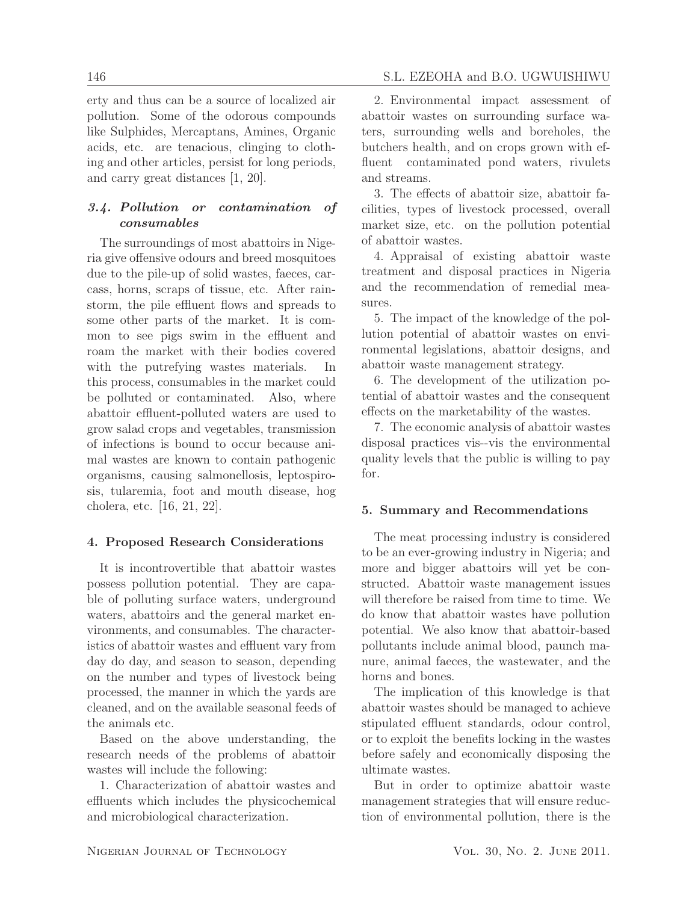erty and thus can be a source of localized air pollution. Some of the odorous compounds like Sulphides, Mercaptans, Amines, Organic acids, etc. are tenacious, clinging to clothing and other articles, persist for long periods, and carry great distances [1, 20].

### *3.4. Pollution or contamination of consumables*

The surroundings of most abattoirs in Nigeria give offensive odours and breed mosquitoes due to the pile-up of solid wastes, faeces, carcass, horns, scraps of tissue, etc. After rainstorm, the pile effluent flows and spreads to some other parts of the market. It is common to see pigs swim in the effluent and roam the market with their bodies covered with the putrefying wastes materials. In this process, consumables in the market could be polluted or contaminated. Also, where abattoir effluent-polluted waters are used to grow salad crops and vegetables, transmission of infections is bound to occur because animal wastes are known to contain pathogenic organisms, causing salmonellosis, leptospirosis, tularemia, foot and mouth disease, hog cholera, etc. [16, 21, 22].

## 4. Proposed Research Considerations

It is incontrovertible that abattoir wastes possess pollution potential. They are capable of polluting surface waters, underground waters, abattoirs and the general market environments, and consumables. The characteristics of abattoir wastes and effluent vary from day do day, and season to season, depending on the number and types of livestock being processed, the manner in which the yards are cleaned, and on the available seasonal feeds of the animals etc.

Based on the above understanding, the research needs of the problems of abattoir wastes will include the following:

1. Characterization of abattoir wastes and effluents which includes the physicochemical and microbiological characterization.

2. Environmental impact assessment of abattoir wastes on surrounding surface waters, surrounding wells and boreholes, the butchers health, and on crops grown with effluent contaminated pond waters, rivulets and streams.

3. The effects of abattoir size, abattoir facilities, types of livestock processed, overall market size, etc. on the pollution potential of abattoir wastes.

4. Appraisal of existing abattoir waste treatment and disposal practices in Nigeria and the recommendation of remedial measures.

5. The impact of the knowledge of the pollution potential of abattoir wastes on environmental legislations, abattoir designs, and abattoir waste management strategy.

6. The development of the utilization potential of abattoir wastes and the consequent effects on the marketability of the wastes.

7. The economic analysis of abattoir wastes disposal practices vis--vis the environmental quality levels that the public is willing to pay for.

## 5. Summary and Recommendations

The meat processing industry is considered to be an ever-growing industry in Nigeria; and more and bigger abattoirs will yet be constructed. Abattoir waste management issues will therefore be raised from time to time. We do know that abattoir wastes have pollution potential. We also know that abattoir-based pollutants include animal blood, paunch manure, animal faeces, the wastewater, and the horns and bones.

The implication of this knowledge is that abattoir wastes should be managed to achieve stipulated effluent standards, odour control, or to exploit the benefits locking in the wastes before safely and economically disposing the ultimate wastes.

But in order to optimize abattoir waste management strategies that will ensure reduction of environmental pollution, there is the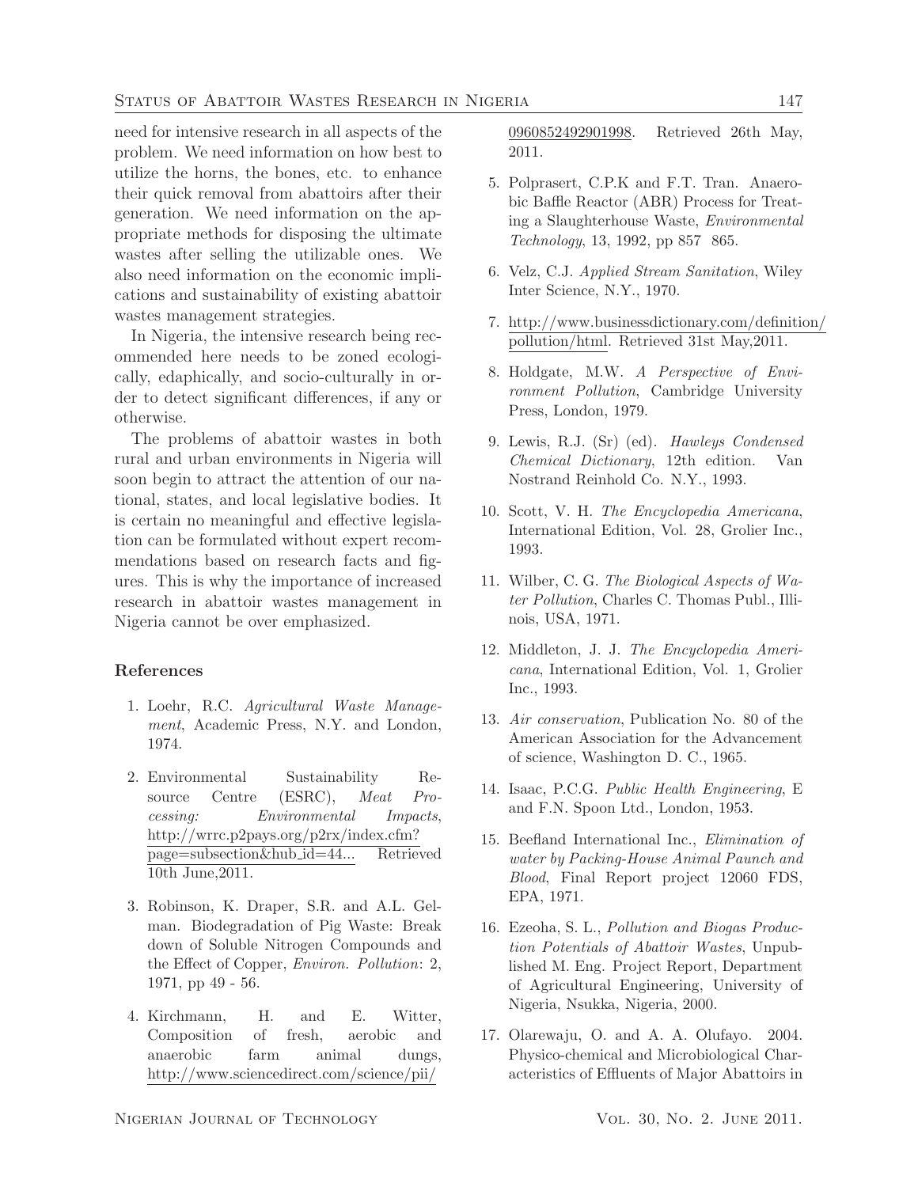need for intensive research in all aspects of the problem. We need information on how best to utilize the horns, the bones, etc. to enhance their quick removal from abattoirs after their generation. We need information on the appropriate methods for disposing the ultimate wastes after selling the utilizable ones. We also need information on the economic implications and sustainability of existing abattoir wastes management strategies.

In Nigeria, the intensive research being recommended here needs to be zoned ecologically, edaphically, and socio-culturally in order to detect significant differences, if any or otherwise.

The problems of abattoir wastes in both rural and urban environments in Nigeria will soon begin to attract the attention of our national, states, and local legislative bodies. It is certain no meaningful and effective legislation can be formulated without expert recommendations based on research facts and figures. This is why the importance of increased research in abattoir wastes management in Nigeria cannot be over emphasized.

### References

1. Loehr, R.C. *Agricultural Waste Management*, Academic Press, N.Y. and London, 1974.
2. Environmental Sustainability Resource Centre (ESRC), *Meat Processing: Environmental Impacts*, http://wrrc.p2pays.org/p2rx/index.cfm?page=subsection&hub_id=44... Retrieved 10th June,2011.
3. Robinson, K. Draper, S.R. and A.L. Gelman. Biodegradation of Pig Waste: Break down of Soluble Nitrogen Compounds and the Effect of Copper, *Environ. Pollution*: 2, 1971, pp 49 - 56.
4. Kirchmann, H. and E. Witter, Composition of fresh, aerobic and anaerobic farm animal dungs, http://www.sciencedirect.com/science/pii/0960852492901998. Retrieved 26th May, 2011.
5. Polprasert, C.P.K and F.T. Tran. Anaerobic Baffle Reactor (ABR) Process for Treating a Slaughterhouse Waste, *Environmental Technology*, 13, 1992, pp 857 865.
6. Velz, C.J. *Applied Stream Sanitation*, Wiley Inter Science, N.Y., 1970.
7. http://www.businessdictionary.com/definition/pollution/html. Retrieved 31st May,2011.
8. Holdgate, M.W. *A Perspective of Environment Pollution*, Cambridge University Press, London, 1979.
9. Lewis, R.J. (Sr) (ed). *Hawleys Condensed Chemical Dictionary*, 12th edition. Van Nostrand Reinhold Co. N.Y., 1993.
10. Scott, V. H. *The Encyclopedia Americana*, International Edition, Vol. 28, Grolier Inc., 1993.
11. Wilber, C. G. *The Biological Aspects of Water Pollution*, Charles C. Thomas Publ., Illinois, USA, 1971.
12. Middleton, J. J. *The Encyclopedia Americana*, International Edition, Vol. 1, Grolier Inc., 1993.
13. *Air conservation*, Publication No. 80 of the American Association for the Advancement of science, Washington D. C., 1965.
14. Isaac, P.C.G. *Public Health Engineering*, E and F.N. Spoon Ltd., London, 1953.
15. Beefland International Inc., *Elimination of water by Packing-House Animal Paunch and Blood*, Final Report project 12060 FDS, EPA, 1971.
16. Ezeoha, S. L., *Pollution and Biogas Production Potentials of Abattoir Wastes*, Unpublished M. Eng. Project Report, Department of Agricultural Engineering, University of Nigeria, Nsukka, Nigeria, 2000.
17. Olarewaju, O. and A. A. Olufayo. 2004. Physico-chemical and Microbiological Characteristics of Effluents of Major Abattoirs in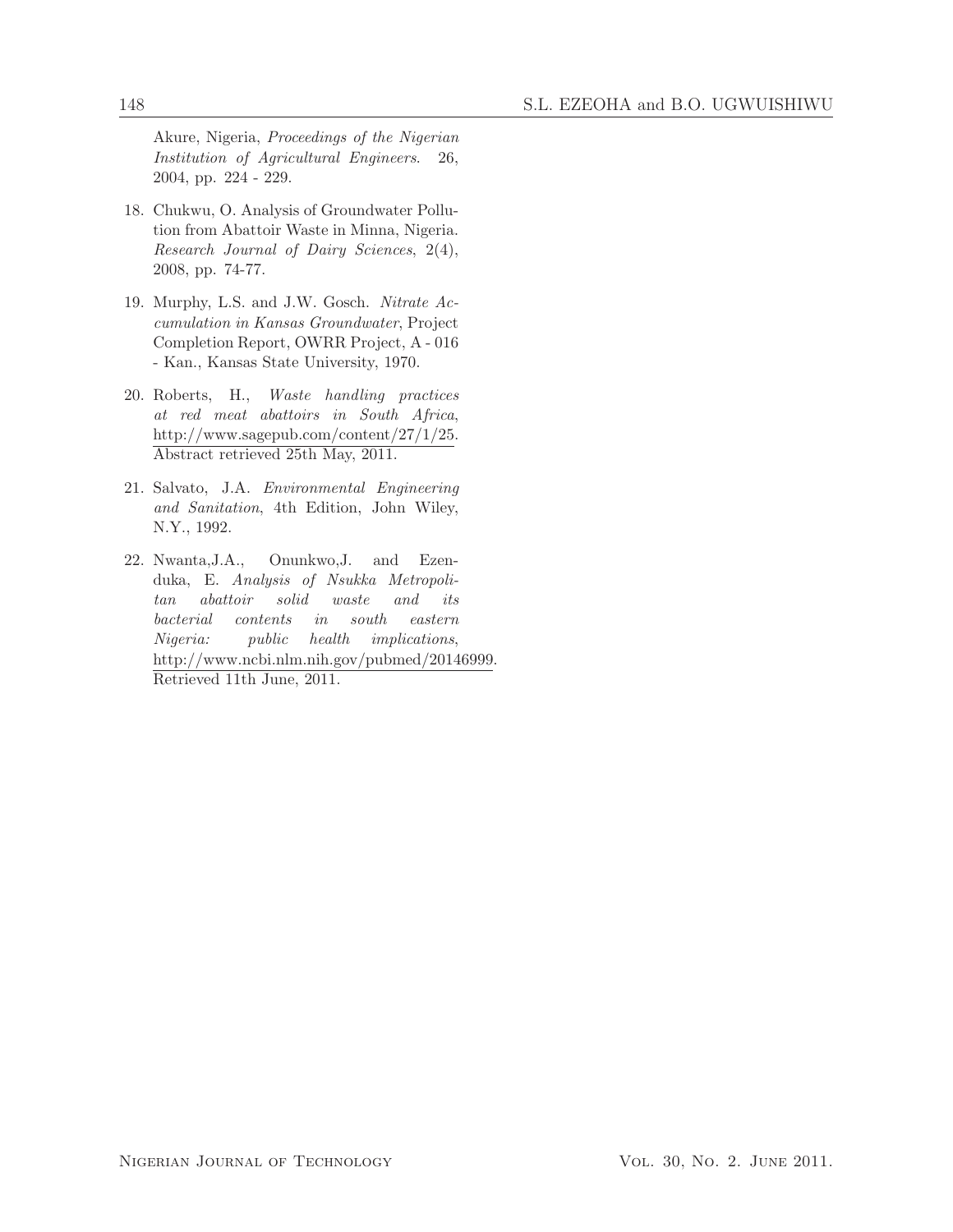Akure, Nigeria, *Proceedings of the Nigerian Institution of Agricultural Engineers*. 26, 2004, pp. 224 - 229.

18. Chukwu, O. Analysis of Groundwater Pollution from Abattoir Waste in Minna, Nigeria. *Research Journal of Dairy Sciences*, 2(4), 2008, pp. 74-77.

19. Murphy, L.S. and J.W. Gosch. *Nitrate Accumulation in Kansas Groundwater*, Project Completion Report, OWRR Project, A - 016 - Kan., Kansas State University, 1970.

20. Roberts, H., *Waste handling practices at red meat abattoirs in South Africa*, http://www.sagepub.com/content/27/1/25. Abstract retrieved 25th May, 2011.

21. Salvato, J.A. *Environmental Engineering and Sanitation*, 4th Edition, John Wiley, N.Y., 1992.

22. Nwanta,J.A., Onunkwo,J. and Ezenduka, E. *Analysis of Nsukka Metropolitan abattoir solid waste and its bacterial contents in south eastern Nigeria: public health implications*, http://www.ncbi.nlm.nih.gov/pubmed/20146999. Retrieved 11th June, 2011.